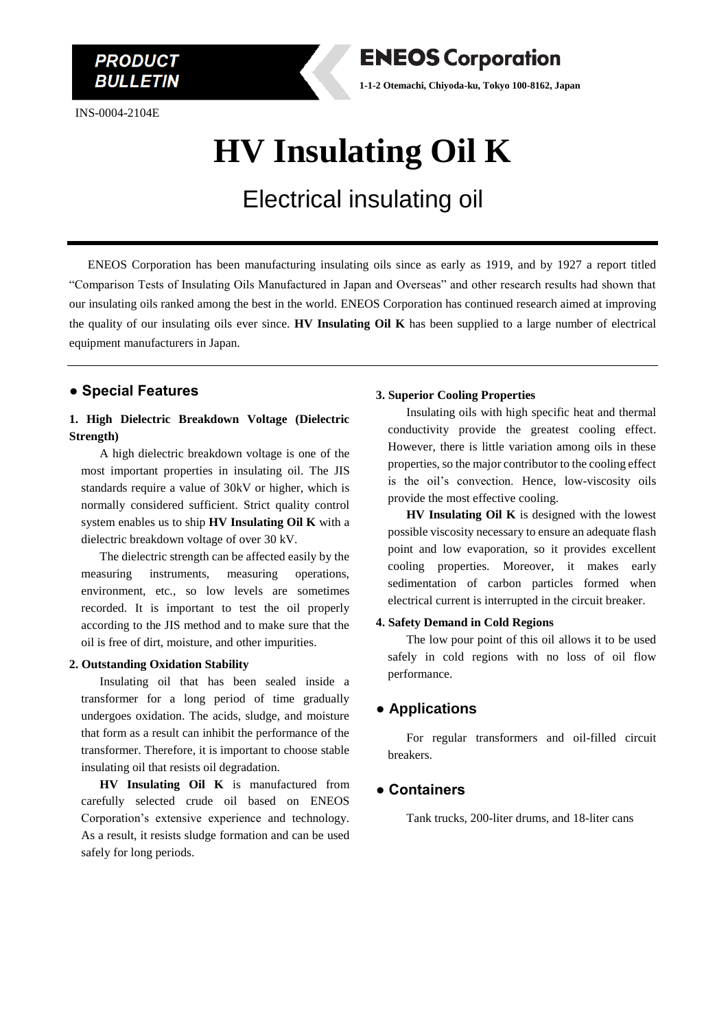PRODUCT BULLETIN

**ENEOS Corporation**

**1-1-2 Otemachi, Chiyoda-ku, Tokyo 100-8162, Japan**

INS-0004-2104E

# HV Insulating Oil K

## Electrical insulating oil

ENEOS Corporation has been manufacturing insulating oils since as early as 1919, and by 1927 a report titled "Comparison Tests of Insulating Oils Manufactured in Japan and Overseas" and other research results had shown that our insulating oils ranked among the best in the world. ENEOS Corporation has continued research aimed at improving the quality of our insulating oils ever since. **HV Insulating Oil K** has been supplied to a large number of electrical equipment manufacturers in Japan.

## ● Special Features

### 1. High Dielectric Breakdown Voltage (Dielectric Strength)

A high dielectric breakdown voltage is one of the most important properties in insulating oil. The JIS standards require a value of 30kV or higher, which is normally considered sufficient. Strict quality control system enables us to ship **HV Insulating Oil K** with a dielectric breakdown voltage of over 30 kV.

The dielectric strength can be affected easily by the measuring instruments, measuring operations, environment, etc., so low levels are sometimes recorded. It is important to test the oil properly according to the JIS method and to make sure that the oil is free of dirt, moisture, and other impurities.

### 2. Outstanding Oxidation Stability

Insulating oil that has been sealed inside a transformer for a long period of time gradually undergoes oxidation. The acids, sludge, and moisture that form as a result can inhibit the performance of the transformer. Therefore, it is important to choose stable insulating oil that resists oil degradation.

**HV Insulating Oil K** is manufactured from carefully selected crude oil based on ENEOS Corporation's extensive experience and technology. As a result, it resists sludge formation and can be used safely for long periods.

### 3. Superior Cooling Properties

Insulating oils with high specific heat and thermal conductivity provide the greatest cooling effect. However, there is little variation among oils in these properties, so the major contributor to the cooling effect is the oil's convection. Hence, low-viscosity oils provide the most effective cooling.

**HV Insulating Oil K** is designed with the lowest possible viscosity necessary to ensure an adequate flash point and low evaporation, so it provides excellent cooling properties. Moreover, it makes early sedimentation of carbon particles formed when electrical current is interrupted in the circuit breaker.

### 4. Safety Demand in Cold Regions

The low pour point of this oil allows it to be used safely in cold regions with no loss of oil flow performance.

## ● Applications

For regular transformers and oil-filled circuit breakers.

## ● Containers

Tank trucks, 200-liter drums, and 18-liter cans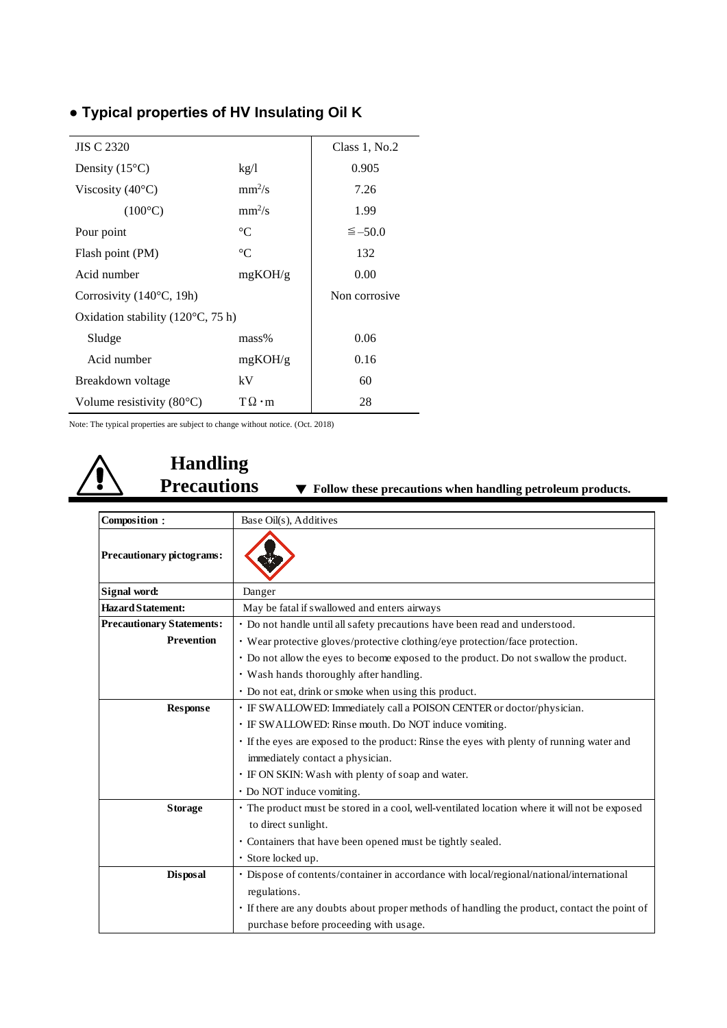## ● Typical properties of HV Insulating Oil K

| | | |
|---|---|---|
| JIS C 2320 | | Class 1, No.2 |
| Density (15°C) | kg/l | 0.905 |
| Viscosity (40°C) | $mm^2/s$ | 7.26 |
| (100°C) | $mm^2/s$ | 1.99 |
| Pour point | °C | ≦−50.0 |
| Flash point (PM) | °C | 132 |
| Acid number | mgKOH/g | 0.00 |
| Corrosivity (140°C, 19h) | | Non corrosive |
| Oxidation stability (120°C, 75 h) | | |
| Sludge | mass% | 0.06 |
| Acid number | mgKOH/g | 0.16 |
| Breakdown voltage | kV | 60 |
| Volume resistivity (80°C) | TΩ・m | 28 |

Note: The typical properties are subject to change without notice. (Oct. 2018)

## Handling Precautions

**▼ Follow these precautions when handling petroleum products.**

| | |
|---|---|
| **Composition：** | Base Oil(s), Additives |
| **Precautionary pictograms:** | |
| **Signal word:** | Danger |
| **Hazard Statement:** | May be fatal if swallowed and enters airways |
| **Precautionary Statements: Prevention** | ・Do not handle until all safety precautions have been read and understood.<br>・Wear protective gloves/protective clothing/eye protection/face protection.<br>・Do not allow the eyes to become exposed to the product. Do not swallow the product.<br>・Wash hands thoroughly after handling.<br>・Do not eat, drink or smoke when using this product. |
| **Response** | ・IF SWALLOWED: Immediately call a POISON CENTER or doctor/physician.<br>・IF SWALLOWED: Rinse mouth. Do NOT induce vomiting.<br>・If the eyes are exposed to the product: Rinse the eyes with plenty of running water and immediately contact a physician.<br>・IF ON SKIN: Wash with plenty of soap and water.<br>・Do NOT induce vomiting. |
| **Storage** | ・The product must be stored in a cool, well-ventilated location where it will not be exposed to direct sunlight.<br>・Containers that have been opened must be tightly sealed.<br>・Store locked up. |
| **Disposal** | ・Dispose of contents/container in accordance with local/regional/national/international regulations.<br>・If there are any doubts about proper methods of handling the product, contact the point of purchase before proceeding with usage. |